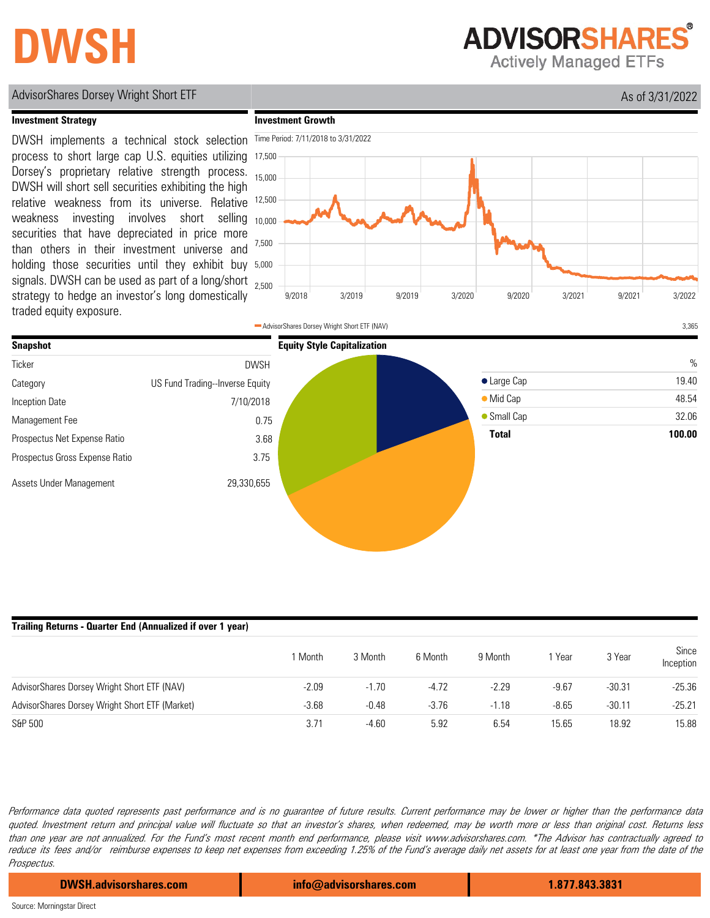# DWSH

**ADVISORSHARES**
Actively Managed ETFs

AdvisorShares Dorsey Wright Short ETF — As of 3/31/2022

## Investment Strategy

DWSH implements a technical stock selection process to short large cap U.S. equities utilizing Dorsey's proprietary relative strength process. DWSH will short sell securities exhibiting the high relative weakness from its universe. Relative weakness investing involves short selling securities that have depreciated in price more than others in their investment universe and holding those securities until they exhibit buy signals. DWSH can be used as part of a long/short strategy to hedge an investor's long domestically traded equity exposure.

## Investment Growth

Time Period: 7/11/2018 to 3/31/2022

AdvisorShares Dorsey Wright Short ETF (NAV) — 3,365

## Snapshot

| | |
|---|---|
| Ticker | DWSH |
| Category | US Fund Trading--Inverse Equity |
| Inception Date | 7/10/2018 |
| Management Fee | 0.75 |
| Prospectus Net Expense Ratio | 3.68 |
| Prospectus Gross Expense Ratio | 3.75 |
| Assets Under Management | 29,330,655 |

## Equity Style Capitalization

| | % |
|---|---|
| Large Cap | 19.40 |
| Mid Cap | 48.54 |
| Small Cap | 32.06 |
| **Total** | **100.00** |

## Trailing Returns - Quarter End (Annualized if over 1 year)

| | 1 Month | 3 Month | 6 Month | 9 Month | 1 Year | 3 Year | Since Inception |
|---|---|---|---|---|---|---|---|
| AdvisorShares Dorsey Wright Short ETF (NAV) | -2.09 | -1.70 | -4.72 | -2.29 | -9.67 | -30.31 | -25.36 |
| AdvisorShares Dorsey Wright Short ETF (Market) | -3.68 | -0.48 | -3.76 | -1.18 | -8.65 | -30.11 | -25.21 |
| S&P 500 | 3.71 | -4.60 | 5.92 | 6.54 | 15.65 | 18.92 | 15.88 |

*Performance data quoted represents past performance and is no guarantee of future results. Current performance may be lower or higher than the performance data quoted. Investment return and principal value will fluctuate so that an investor's shares, when redeemed, may be worth more or less than original cost. Returns less than one year are not annualized. For the Fund's most recent month end performance, please visit www.advisorshares.com. *The Advisor has contractually agreed to reduce its fees and/or reimburse expenses to keep net expenses from exceeding 1.25% of the Fund's average daily net assets for at least one year from the date of the Prospectus.*

DWSH.advisorshares.com | info@advisorshares.com | 1.877.843.3831

Source: Morningstar Direct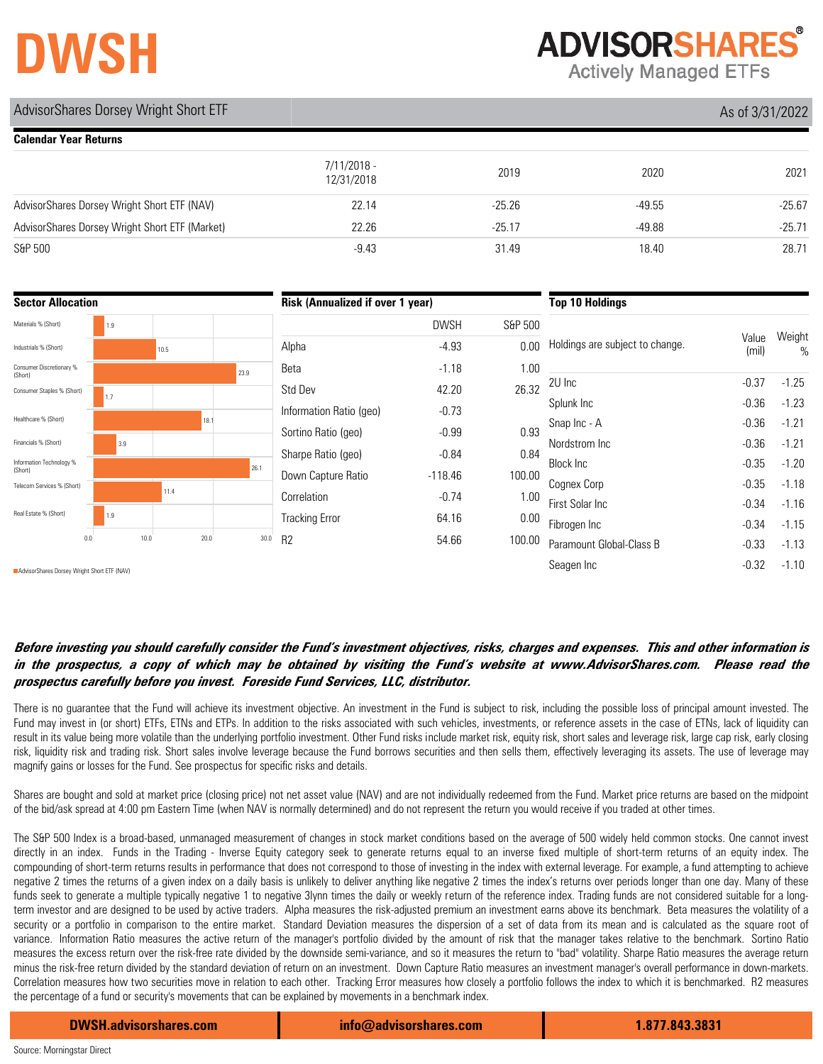# DWSH

**ADVISORSHARES®**
Actively Managed ETFs

AdvisorShares Dorsey Wright Short ETF — As of 3/31/2022

## Calendar Year Returns

| | 7/11/2018 - 12/31/2018 | 2019 | 2020 | 2021 |
|---|---|---|---|---|
| AdvisorShares Dorsey Wright Short ETF (NAV) | 22.14 | -25.26 | -49.55 | -25.67 |
| AdvisorShares Dorsey Wright Short ETF (Market) | 22.26 | -25.17 | -49.88 | -25.71 |
| S&P 500 | -9.43 | 31.49 | 18.40 | 28.71 |

## Sector Allocation

Materials % (Short) 1.9
Industrials % (Short) 10.5
Consumer Discretionary % (Short) 23.9
Consumer Staples % (Short) 1.7
Healthcare % (Short) 18.1
Financials % (Short) 3.9
Information Technology % (Short) 26.1
Telecom Services % (Short) 11.4
Real Estate % (Short) 1.9

0.0 10.0 20.0 30.0

AdvisorShares Dorsey Wright Short ETF (NAV)

## Risk (Annualized if over 1 year)

| | DWSH | S&P 500 |
|---|---|---|
| Alpha | -4.93 | 0.00 |
| Beta | -1.18 | 1.00 |
| Std Dev | 42.20 | 26.32 |
| Information Ratio (geo) | -0.73 | |
| Sortino Ratio (geo) | -0.99 | 0.93 |
| Sharpe Ratio (geo) | -0.84 | 0.84 |
| Down Capture Ratio | -118.46 | 100.00 |
| Correlation | -0.74 | 1.00 |
| Tracking Error | 64.16 | 0.00 |
| R2 | 54.66 | 100.00 |

## Top 10 Holdings

| Holdings are subject to change. | Value (mil) | Weight % |
|---|---|---|
| 2U Inc | -0.37 | -1.25 |
| Splunk Inc | -0.36 | -1.23 |
| Snap Inc - A | -0.36 | -1.21 |
| Nordstrom Inc | -0.36 | -1.21 |
| Block Inc | -0.35 | -1.20 |
| Cognex Corp | -0.35 | -1.18 |
| First Solar Inc | -0.34 | -1.16 |
| Fibrogen Inc | -0.34 | -1.15 |
| Paramount Global-Class B | -0.33 | -1.13 |
| Seagen Inc | -0.32 | -1.10 |

***Before investing you should carefully consider the Fund's investment objectives, risks, charges and expenses. This and other information is in the prospectus, a copy of which may be obtained by visiting the Fund's website at www.AdvisorShares.com. Please read the prospectus carefully before you invest. Foreside Fund Services, LLC, distributor.***

There is no guarantee that the Fund will achieve its investment objective. An investment in the Fund is subject to risk, including the possible loss of principal amount invested. The Fund may invest in (or short) ETFs, ETNs and ETPs. In addition to the risks associated with such vehicles, investments, or reference assets in the case of ETNs, lack of liquidity can result in its value being more volatile than the underlying portfolio investment. Other Fund risks include market risk, equity risk, short sales and leverage risk, large cap risk, early closing risk, liquidity risk and trading risk. Short sales involve leverage because the Fund borrows securities and then sells them, effectively leveraging its assets. The use of leverage may magnify gains or losses for the Fund. See prospectus for specific risks and details.

Shares are bought and sold at market price (closing price) not net asset value (NAV) and are not individually redeemed from the Fund. Market price returns are based on the midpoint of the bid/ask spread at 4:00 pm Eastern Time (when NAV is normally determined) and do not represent the return you would receive if you traded at other times.

The S&P 500 Index is a broad-based, unmanaged measurement of changes in stock market conditions based on the average of 500 widely held common stocks. One cannot invest directly in an index. Funds in the Trading - Inverse Equity category seek to generate returns equal to an inverse fixed multiple of short-term returns of an equity index. The compounding of short-term returns results in performance that does not correspond to those of investing in the index with external leverage. For example, a fund attempting to achieve negative 2 times the returns of a given index on a daily basis is unlikely to deliver anything like negative 2 times the index's returns over periods longer than one day. Many of these funds seek to generate a multiple typically negative 1 to negative 3lynn times the daily or weekly return of the reference index. Trading funds are not considered suitable for a long-term investor and are designed to be used by active traders. Alpha measures the risk-adjusted premium an investment earns above its benchmark. Beta measures the volatility of a security or a portfolio in comparison to the entire market. Standard Deviation measures the dispersion of a set of data from its mean and is calculated as the square root of variance. Information Ratio measures the active return of the manager's portfolio divided by the amount of risk that the manager takes relative to the benchmark. Sortino Ratio measures the excess return over the risk-free rate divided by the downside semi-variance, and so it measures the return to "bad" volatility. Sharpe Ratio measures the average return minus the risk-free return divided by the standard deviation of return on an investment. Down Capture Ratio measures an investment manager's overall performance in down-markets. Correlation measures how two securities move in relation to each other. Tracking Error measures how closely a portfolio follows the index to which it is benchmarked. R2 measures the percentage of a fund or security's movements that can be explained by movements in a benchmark index.

**DWSH.advisorshares.com** | **info@advisorshares.com** | **1.877.843.3831**

Source: Morningstar Direct